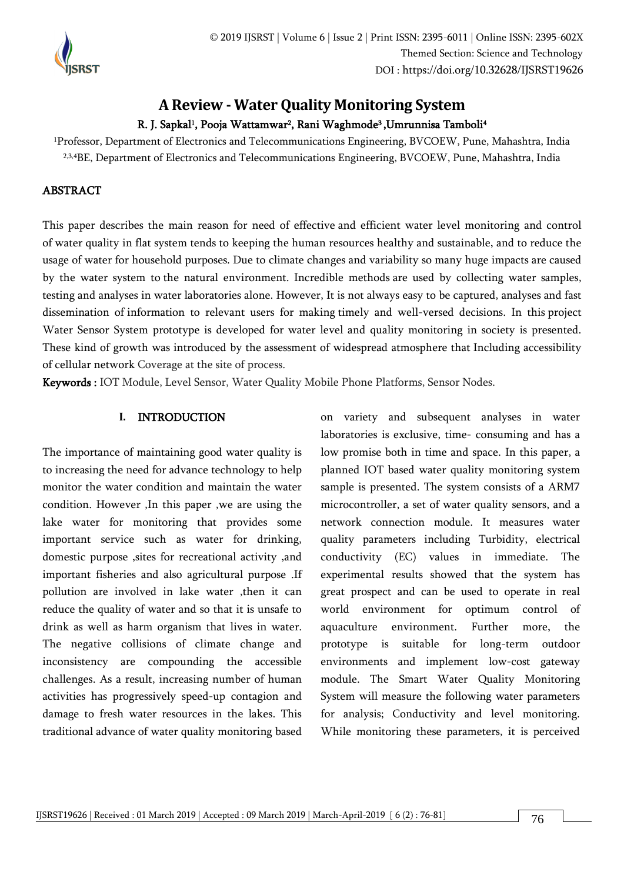# A Review - Water Quality Monitoring System

**R. J. Sapkal[1], Pooja Wattamwar[2], Rani Waghmode[3] ,Umrunnisa Tamboli[4]**

[1]Professor, Department of Electronics and Telecommunications Engineering, BVCOEW, Pune, Mahashtra, India

[2,3,4]BE, Department of Electronics and Telecommunications Engineering, BVCOEW, Pune, Mahashtra, India

## ABSTRACT

This paper describes the main reason for need of effective and efficient water level monitoring and control of water quality in flat system tends to keeping the human resources healthy and sustainable, and to reduce the usage of water for household purposes. Due to climate changes and variability so many huge impacts are caused by the water system to the natural environment. Incredible methods are used by collecting water samples, testing and analyses in water laboratories alone. However, It is not always easy to be captured, analyses and fast dissemination of information to relevant users for making timely and well-versed decisions. In this project Water Sensor System prototype is developed for water level and quality monitoring in society is presented. These kind of growth was introduced by the assessment of widespread atmosphere that Including accessibility of cellular network Coverage at the site of process.

**Keywords :** IOT Module, Level Sensor, Water Quality Mobile Phone Platforms, Sensor Nodes.

## I. INTRODUCTION

The importance of maintaining good water quality is to increasing the need for advance technology to help monitor the water condition and maintain the water condition. However ,In this paper ,we are using the lake water for monitoring that provides some important service such as water for drinking, domestic purpose ,sites for recreational activity ,and important fisheries and also agricultural purpose .If pollution are involved in lake water ,then it can reduce the quality of water and so that it is unsafe to drink as well as harm organism that lives in water. The negative collisions of climate change and inconsistency are compounding the accessible challenges. As a result, increasing number of human activities has progressively speed-up contagion and damage to fresh water resources in the lakes. This traditional advance of water quality monitoring based on variety and subsequent analyses in water laboratories is exclusive, time- consuming and has a low promise both in time and space. In this paper, a planned IOT based water quality monitoring system sample is presented. The system consists of a ARM7 microcontroller, a set of water quality sensors, and a network connection module. It measures water quality parameters including Turbidity, electrical conductivity (EC) values in immediate. The experimental results showed that the system has great prospect and can be used to operate in real world environment for optimum control of aquaculture environment. Further more, the prototype is suitable for long-term outdoor environments and implement low-cost gateway module. The Smart Water Quality Monitoring System will measure the following water parameters for analysis; Conductivity and level monitoring. While monitoring these parameters, it is perceived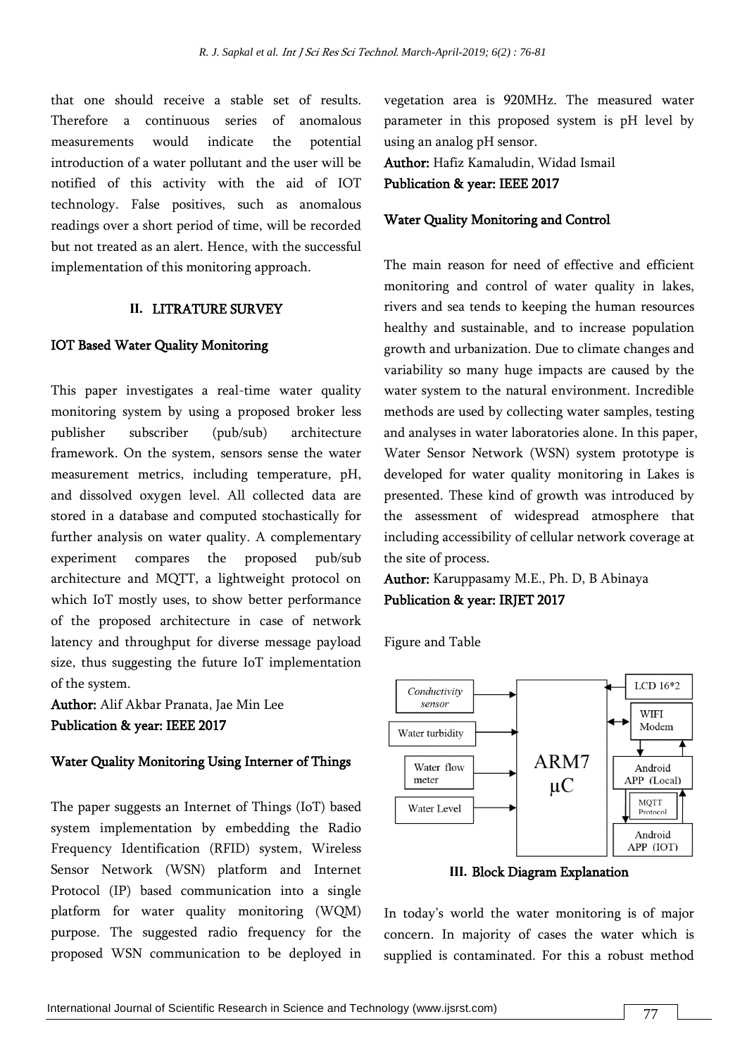that one should receive a stable set of results. Therefore a continuous series of anomalous measurements would indicate the potential introduction of a water pollutant and the user will be notified of this activity with the aid of IOT technology. False positives, such as anomalous readings over a short period of time, will be recorded but not treated as an alert. Hence, with the successful implementation of this monitoring approach.

## II. LITRATURE SURVEY

### IOT Based Water Quality Monitoring

This paper investigates a real-time water quality monitoring system by using a proposed broker less publisher subscriber (pub/sub) architecture framework. On the system, sensors sense the water measurement metrics, including temperature, pH, and dissolved oxygen level. All collected data are stored in a database and computed stochastically for further analysis on water quality. A complementary experiment compares the proposed pub/sub architecture and MQTT, a lightweight protocol on which IoT mostly uses, to show better performance of the proposed architecture in case of network latency and throughput for diverse message payload size, thus suggesting the future IoT implementation of the system.

**Author:** Alif Akbar Pranata, Jae Min Lee
**Publication & year: IEEE 2017**

### Water Quality Monitoring Using Interner of Things

The paper suggests an Internet of Things (IoT) based system implementation by embedding the Radio Frequency Identification (RFID) system, Wireless Sensor Network (WSN) platform and Internet Protocol (IP) based communication into a single platform for water quality monitoring (WQM) purpose. The suggested radio frequency for the proposed WSN communication to be deployed in vegetation area is 920MHz. The measured water parameter in this proposed system is pH level by using an analog pH sensor.

**Author:** Hafiz Kamaludin, Widad Ismail
**Publication & year: IEEE 2017**

### Water Quality Monitoring and Control

The main reason for need of effective and efficient monitoring and control of water quality in lakes, rivers and sea tends to keeping the human resources healthy and sustainable, and to increase population growth and urbanization. Due to climate changes and variability so many huge impacts are caused by the water system to the natural environment. Incredible methods are used by collecting water samples, testing and analyses in water laboratories alone. In this paper, Water Sensor Network (WSN) system prototype is developed for water quality monitoring in Lakes is presented. These kind of growth was introduced by the assessment of widespread atmosphere that including accessibility of cellular network coverage at the site of process.

**Author:** Karuppasamy M.E., Ph. D, B Abinaya
**Publication & year: IRJET 2017**

Figure and Table

Conductivity sensor | Water turbidity | Water flow meter | Water Level | ARM7 μC | LCD 16*2 | WIFI Modem | Android APP (Local) | MQTT Protocol | Android APP (IOT)

## III. Block Diagram Explanation

In today's world the water monitoring is of major concern. In majority of cases the water which is supplied is contaminated. For this a robust method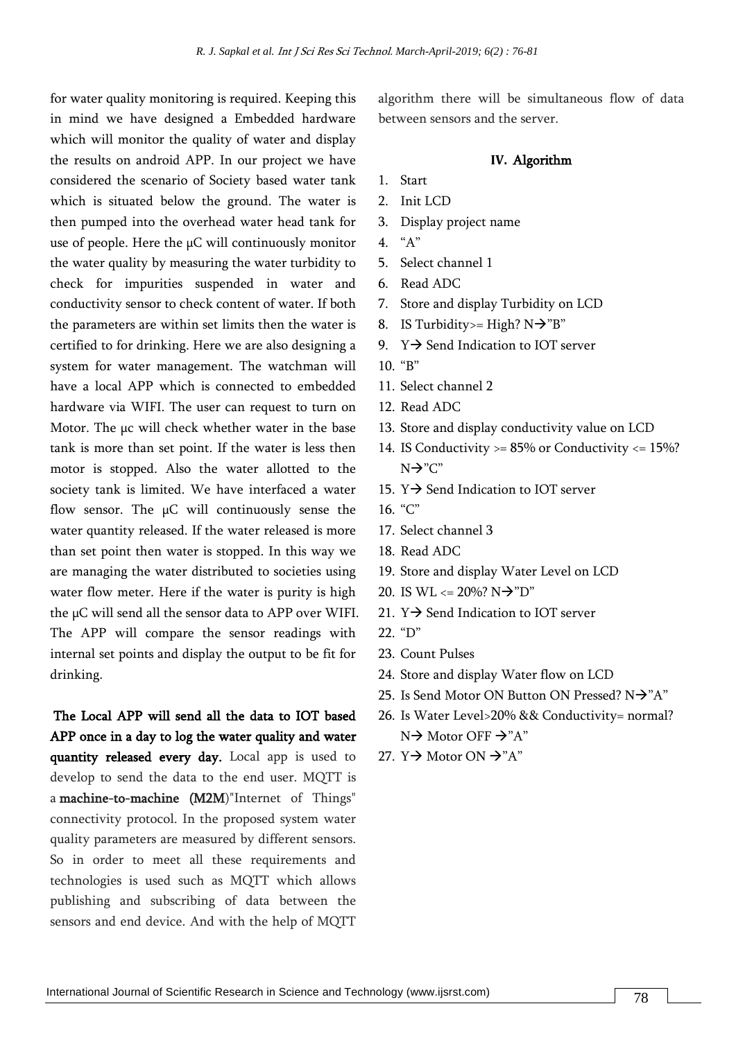for water quality monitoring is required. Keeping this in mind we have designed a Embedded hardware which will monitor the quality of water and display the results on android APP. In our project we have considered the scenario of Society based water tank which is situated below the ground. The water is then pumped into the overhead water head tank for use of people. Here the μC will continuously monitor the water quality by measuring the water turbidity to check for impurities suspended in water and conductivity sensor to check content of water. If both the parameters are within set limits then the water is certified to for drinking. Here we are also designing a system for water management. The watchman will have a local APP which is connected to embedded hardware via WIFI. The user can request to turn on Motor. The μc will check whether water in the base tank is more than set point. If the water is less then motor is stopped. Also the water allotted to the society tank is limited. We have interfaced a water flow sensor. The μC will continuously sense the water quantity released. If the water released is more than set point then water is stopped. In this way we are managing the water distributed to societies using water flow meter. Here if the water is purity is high the μC will send all the sensor data to APP over WIFI. The APP will compare the sensor readings with internal set points and display the output to be fit for drinking.

**The Local APP will send all the data to IOT based APP once in a day to log the water quality and water quantity released every day.** Local app is used to develop to send the data to the end user. MQTT is a **machine-to-machine (M2M)**"Internet of Things" connectivity protocol. In the proposed system water quality parameters are measured by different sensors. So in order to meet all these requirements and technologies is used such as MQTT which allows publishing and subscribing of data between the sensors and end device. And with the help of MQTT algorithm there will be simultaneous flow of data between sensors and the server.

## IV. Algorithm

1. Start
2. Init LCD
3. Display project name
4. "A"
5. Select channel 1
6. Read ADC
7. Store and display Turbidity on LCD
8. IS Turbidity>= High? N→"B"
9. Y→ Send Indication to IOT server
10. "B"
11. Select channel 2
12. Read ADC
13. Store and display conductivity value on LCD
14. IS Conductivity >= 85% or Conductivity <= 15%? N→"C"
15. Y→ Send Indication to IOT server
16. "C"
17. Select channel 3
18. Read ADC
19. Store and display Water Level on LCD
20. IS WL <= 20%? N→"D"
21. Y→ Send Indication to IOT server
22. "D"
23. Count Pulses
24. Store and display Water flow on LCD
25. Is Send Motor ON Button ON Pressed? N→"A"
26. Is Water Level>20% && Conductivity= normal? N→ Motor OFF →"A"
27. Y→ Motor ON →"A"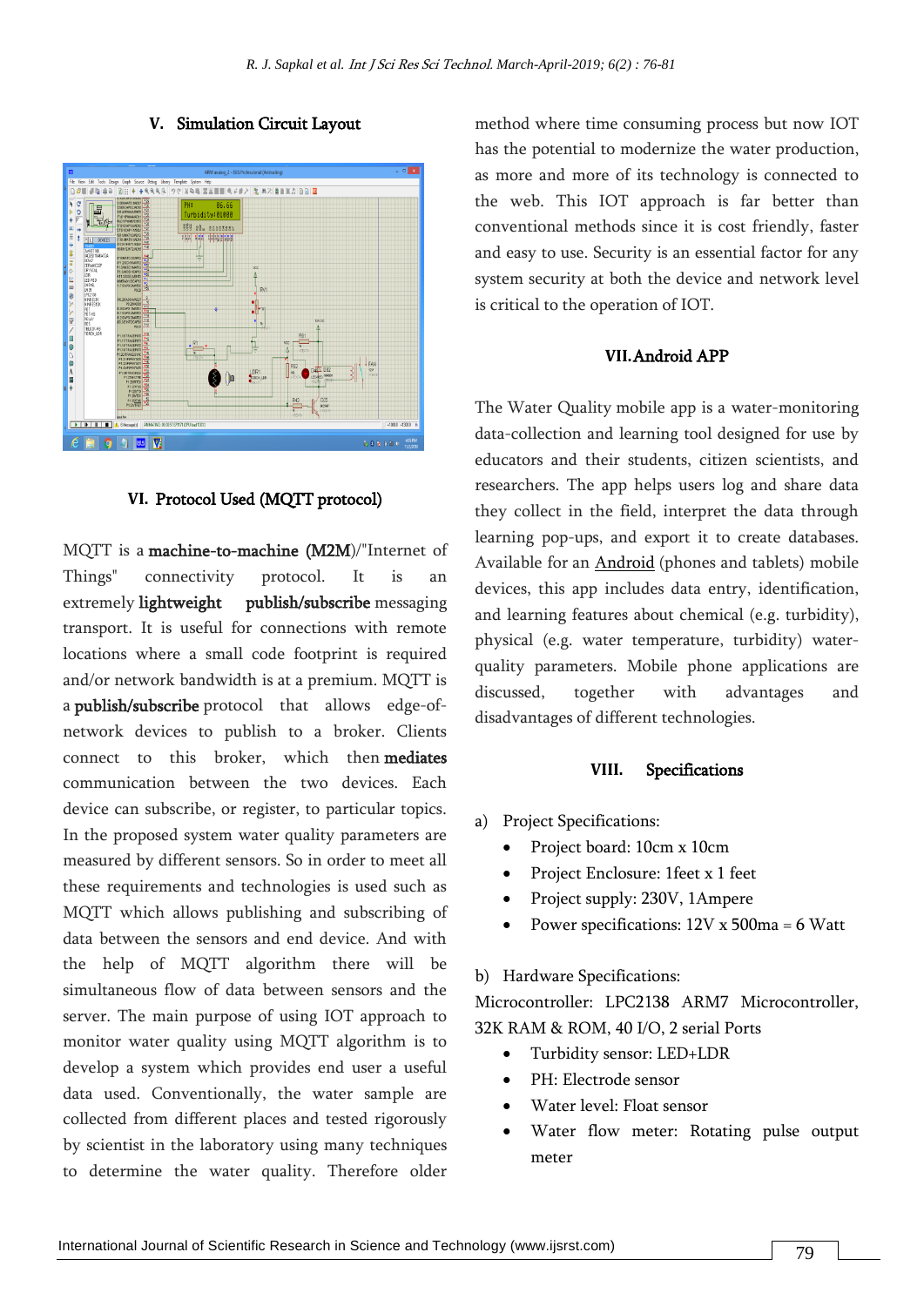## V. Simulation Circuit Layout

## VI. Protocol Used (MQTT protocol)

MQTT is a **machine-to-machine (M2M)**/"Internet of Things" connectivity protocol. It is an extremely **lightweight** **publish/subscribe** messaging transport. It is useful for connections with remote locations where a small code footprint is required and/or network bandwidth is at a premium. MQTT is a **publish/subscribe** protocol that allows edge-of-network devices to publish to a broker. Clients connect to this broker, which then **mediates** communication between the two devices. Each device can subscribe, or register, to particular topics. In the proposed system water quality parameters are measured by different sensors. So in order to meet all these requirements and technologies is used such as MQTT which allows publishing and subscribing of data between the sensors and end device. And with the help of MQTT algorithm there will be simultaneous flow of data between sensors and the server. The main purpose of using IOT approach to monitor water quality using MQTT algorithm is to develop a system which provides end user a useful data used. Conventionally, the water sample are collected from different places and tested rigorously by scientist in the laboratory using many techniques to determine the water quality. Therefore older method where time consuming process but now IOT has the potential to modernize the water production, as more and more of its technology is connected to the web. This IOT approach is far better than conventional methods since it is cost friendly, faster and easy to use. Security is an essential factor for any system security at both the device and network level is critical to the operation of IOT.

## VII. Android APP

The Water Quality mobile app is a water-monitoring data-collection and learning tool designed for use by educators and their students, citizen scientists, and researchers. The app helps users log and share data they collect in the field, interpret the data through learning pop-ups, and export it to create databases. Available for an Android (phones and tablets) mobile devices, this app includes data entry, identification, and learning features about chemical (e.g. turbidity), physical (e.g. water temperature, turbidity) water-quality parameters. Mobile phone applications are discussed, together with advantages and disadvantages of different technologies.

## VIII. Specifications

a) Project Specifications:

- Project board: 10cm x 10cm
- Project Enclosure: 1feet x 1 feet
- Project supply: 230V, 1Ampere
- Power specifications: 12V x 500ma = 6 Watt

b) Hardware Specifications:

Microcontroller: LPC2138 ARM7 Microcontroller, 32K RAM & ROM, 40 I/O, 2 serial Ports

- Turbidity sensor: LED+LDR
- PH: Electrode sensor
- Water level: Float sensor
- Water flow meter: Rotating pulse output meter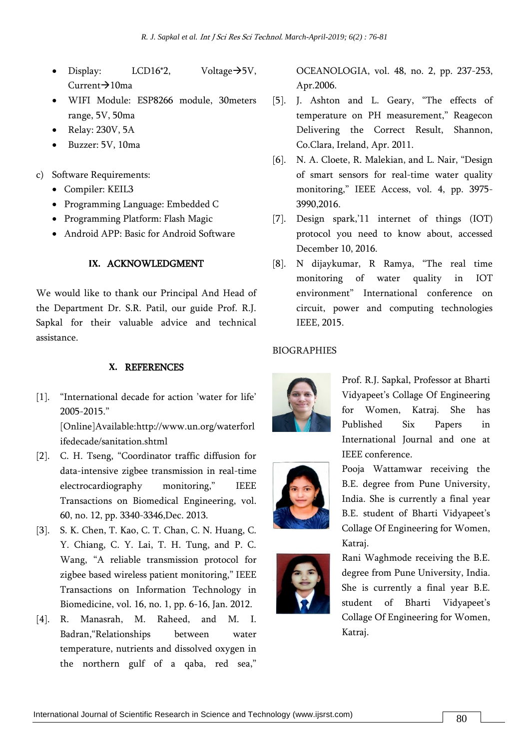- Display: LCD16*2, Voltage→5V, Current→10ma
- WIFI Module: ESP8266 module, 30meters range, 5V, 50ma
- Relay: 230V, 5A
- Buzzer: 5V, 10ma

c) Software Requirements:

- Compiler: KEIL3
- Programming Language: Embedded C
- Programming Platform: Flash Magic
- Android APP: Basic for Android Software

## IX. ACKNOWLEDGMENT

We would like to thank our Principal And Head of the Department Dr. S.R. Patil, our guide Prof. R.J. Sapkal for their valuable advice and technical assistance.

## X. REFERENCES

[1]. "International decade for action 'water for life' 2005-2015." [Online]Available:http://www.un.org/waterforlifedecade/sanitation.shtml

[2]. C. H. Tseng, "Coordinator traffic diffusion for data-intensive zigbee transmission in real-time electrocardiography monitoring," IEEE Transactions on Biomedical Engineering, vol. 60, no. 12, pp. 3340-3346,Dec. 2013.

[3]. S. K. Chen, T. Kao, C. T. Chan, C. N. Huang, C. Y. Chiang, C. Y. Lai, T. H. Tung, and P. C. Wang, "A reliable transmission protocol for zigbee based wireless patient monitoring," IEEE Transactions on Information Technology in Biomedicine, vol. 16, no. 1, pp. 6-16, Jan. 2012.

[4]. R. Manasrah, M. Raheed, and M. I. Badran,"Relationships between water temperature, nutrients and dissolved oxygen in the northern gulf of a qaba, red sea," OCEANOLOGIA, vol. 48, no. 2, pp. 237-253, Apr.2006.

[5]. J. Ashton and L. Geary, "The effects of temperature on PH measurement," Reagecon Delivering the Correct Result, Shannon, Co.Clara, Ireland, Apr. 2011.

[6]. N. A. Cloete, R. Malekian, and L. Nair, "Design of smart sensors for real-time water quality monitoring," IEEE Access, vol. 4, pp. 3975-3990,2016.

[7]. Design spark,'11 internet of things (IOT) protocol you need to know about, accessed December 10, 2016.

[8]. N dijaykumar, R Ramya, "The real time monitoring of water quality in IOT environment" International conference on circuit, power and computing technologies IEEE, 2015.

BIOGRAPHIES

Prof. R.J. Sapkal, Professor at Bharti Vidyapeet's Collage Of Engineering for Women, Katraj. She has Published Six Papers in International Journal and one at IEEE conference.

Pooja Wattamwar receiving the B.E. degree from Pune University, India. She is currently a final year B.E. student of Bharti Vidyapeet's Collage Of Engineering for Women, Katraj.

Rani Waghmode receiving the B.E. degree from Pune University, India. She is currently a final year B.E. student of Bharti Vidyapeet's Collage Of Engineering for Women, Katraj.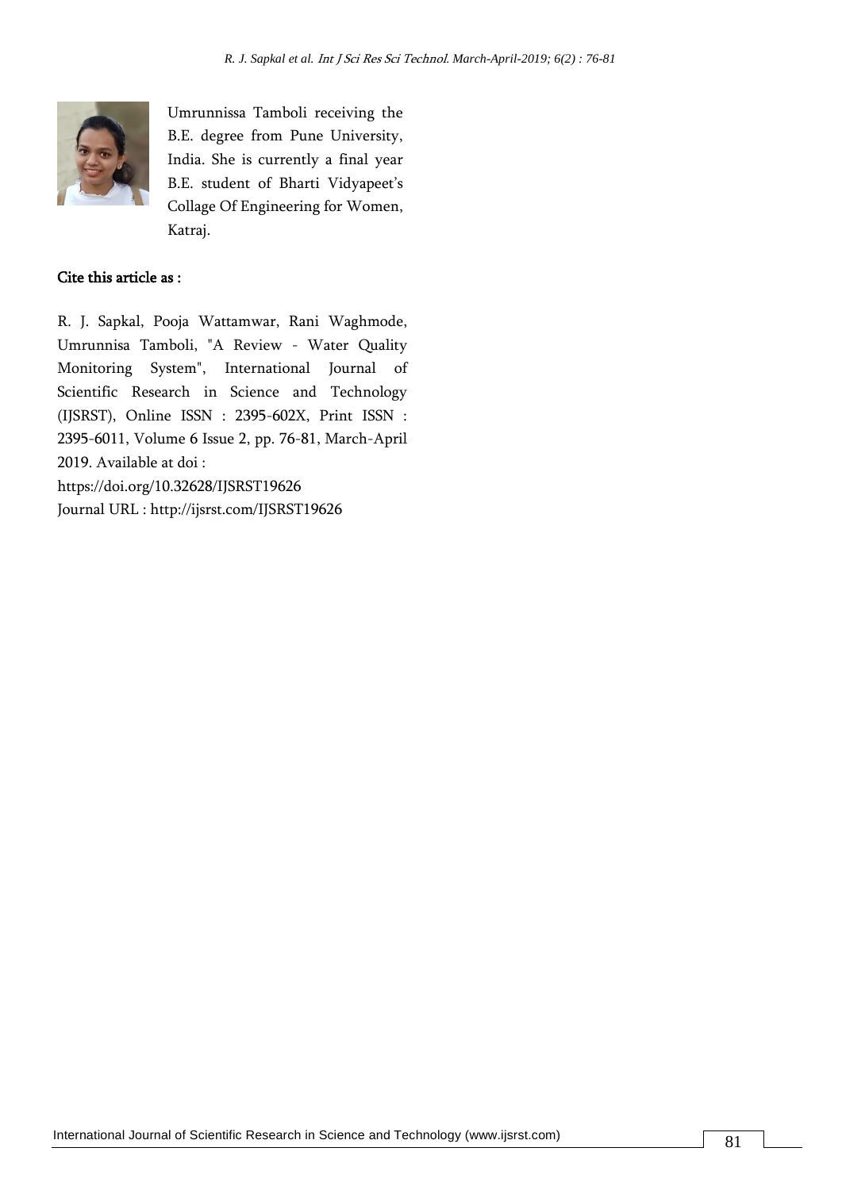Umrunnissa Tamboli receiving the B.E. degree from Pune University, India. She is currently a final year B.E. student of Bharti Vidyapeet's Collage Of Engineering for Women, Katraj.

**Cite this article as :**

R. J. Sapkal, Pooja Wattamwar, Rani Waghmode, Umrunnisa Tamboli, "A Review - Water Quality Monitoring System", International Journal of Scientific Research in Science and Technology (IJSRST), Online ISSN : 2395-602X, Print ISSN : 2395-6011, Volume 6 Issue 2, pp. 76-81, March-April 2019. Available at doi : https://doi.org/10.32628/IJSRST19626

Journal URL : http://ijsrst.com/IJSRST19626